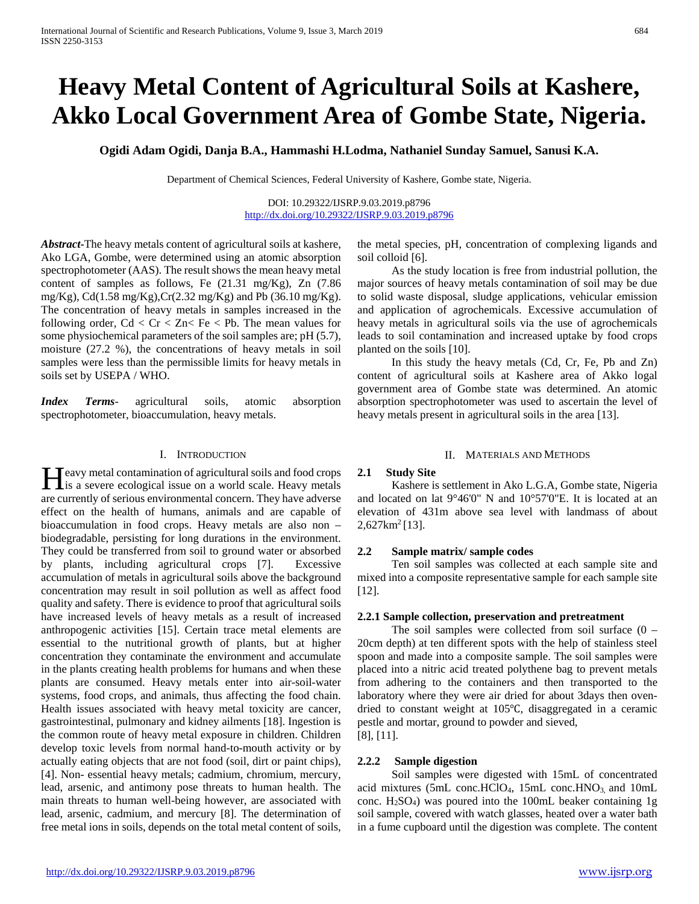# Heavy Metal Content of Agricultural Soils at Kashere, Akko Local Government Area of Gombe State, Nigeria.

**Ogidi Adam Ogidi, Danja B.A., Hammashi H.Lodma, Nathaniel Sunday Samuel, Sanusi K.A.**

Department of Chemical Sciences, Federal University of Kashere, Gombe state, Nigeria.

DOI: 10.29322/IJSRP.9.03.2019.p8796
http://dx.doi.org/10.29322/IJSRP.9.03.2019.p8796

***Abstract*-**The heavy metals content of agricultural soils at kashere, Ako LGA, Gombe, were determined using an atomic absorption spectrophotometer (AAS). The result shows the mean heavy metal content of samples as follows, Fe (21.31 mg/Kg), Zn (7.86 mg/Kg), Cd(1.58 mg/Kg),Cr(2.32 mg/Kg) and Pb (36.10 mg/Kg). The concentration of heavy metals in samples increased in the following order, Cd < Cr < Zn< Fe < Pb. The mean values for some physiochemical parameters of the soil samples are; pH (5.7), moisture (27.2 %), the concentrations of heavy metals in soil samples were less than the permissible limits for heavy metals in soils set by USEPA / WHO.

***Index Terms*-** agricultural soils, atomic absorption spectrophotometer, bioaccumulation, heavy metals.

## I. Introduction

Heavy metal contamination of agricultural soils and food crops is a severe ecological issue on a world scale. Heavy metals are currently of serious environmental concern. They have adverse effect on the health of humans, animals and are capable of bioaccumulation in food crops. Heavy metals are also non – biodegradable, persisting for long durations in the environment. They could be transferred from soil to ground water or absorbed by plants, including agricultural crops [7]. Excessive accumulation of metals in agricultural soils above the background concentration may result in soil pollution as well as affect food quality and safety. There is evidence to proof that agricultural soils have increased levels of heavy metals as a result of increased anthropogenic activities [15]. Certain trace metal elements are essential to the nutritional growth of plants, but at higher concentration they contaminate the environment and accumulate in the plants creating health problems for humans and when these plants are consumed. Heavy metals enter into air-soil-water systems, food crops, and animals, thus affecting the food chain. Health issues associated with heavy metal toxicity are cancer, gastrointestinal, pulmonary and kidney ailments [18]. Ingestion is the common route of heavy metal exposure in children. Children develop toxic levels from normal hand-to-mouth activity or by actually eating objects that are not food (soil, dirt or paint chips), [4]. Non- essential heavy metals; cadmium, chromium, mercury, lead, arsenic, and antimony pose threats to human health. The main threats to human well-being however, are associated with lead, arsenic, cadmium, and mercury [8]. The determination of free metal ions in soils, depends on the total metal content of soils, the metal species, pH, concentration of complexing ligands and soil colloid [6].

As the study location is free from industrial pollution, the major sources of heavy metals contamination of soil may be due to solid waste disposal, sludge applications, vehicular emission and application of agrochemicals. Excessive accumulation of heavy metals in agricultural soils via the use of agrochemicals leads to soil contamination and increased uptake by food crops planted on the soils [10].

In this study the heavy metals (Cd, Cr, Fe, Pb and Zn) content of agricultural soils at Kashere area of Akko logal government area of Gombe state was determined. An atomic absorption spectrophotometer was used to ascertain the level of heavy metals present in agricultural soils in the area [13].

## II. Materials and Methods

### 2.1 Study Site

Kashere is settlement in Ako L.G.A, Gombe state, Nigeria and located on lat 9°46'0" N and 10°57'0"E. It is located at an elevation of 431m above sea level with landmass of about 2,627km$^2$ [13].

### 2.2 Sample matrix/ sample codes

Ten soil samples was collected at each sample site and mixed into a composite representative sample for each sample site [12].

#### 2.2.1 Sample collection, preservation and pretreatment

The soil samples were collected from soil surface (0 – 20cm depth) at ten different spots with the help of stainless steel spoon and made into a composite sample. The soil samples were placed into a nitric acid treated polythene bag to prevent metals from adhering to the containers and then transported to the laboratory where they were air dried for about 3days then oven-dried to constant weight at 105℃, disaggregated in a ceramic pestle and mortar, ground to powder and sieved, [8], [11].

#### 2.2.2 Sample digestion

Soil samples were digested with 15mL of concentrated acid mixtures (5mL conc.$HClO_4$, 15mL conc.$HNO_3$ and 10mL conc. $H_2SO_4$) was poured into the 100mL beaker containing 1g soil sample, covered with watch glasses, heated over a water bath in a fume cupboard until the digestion was complete. The content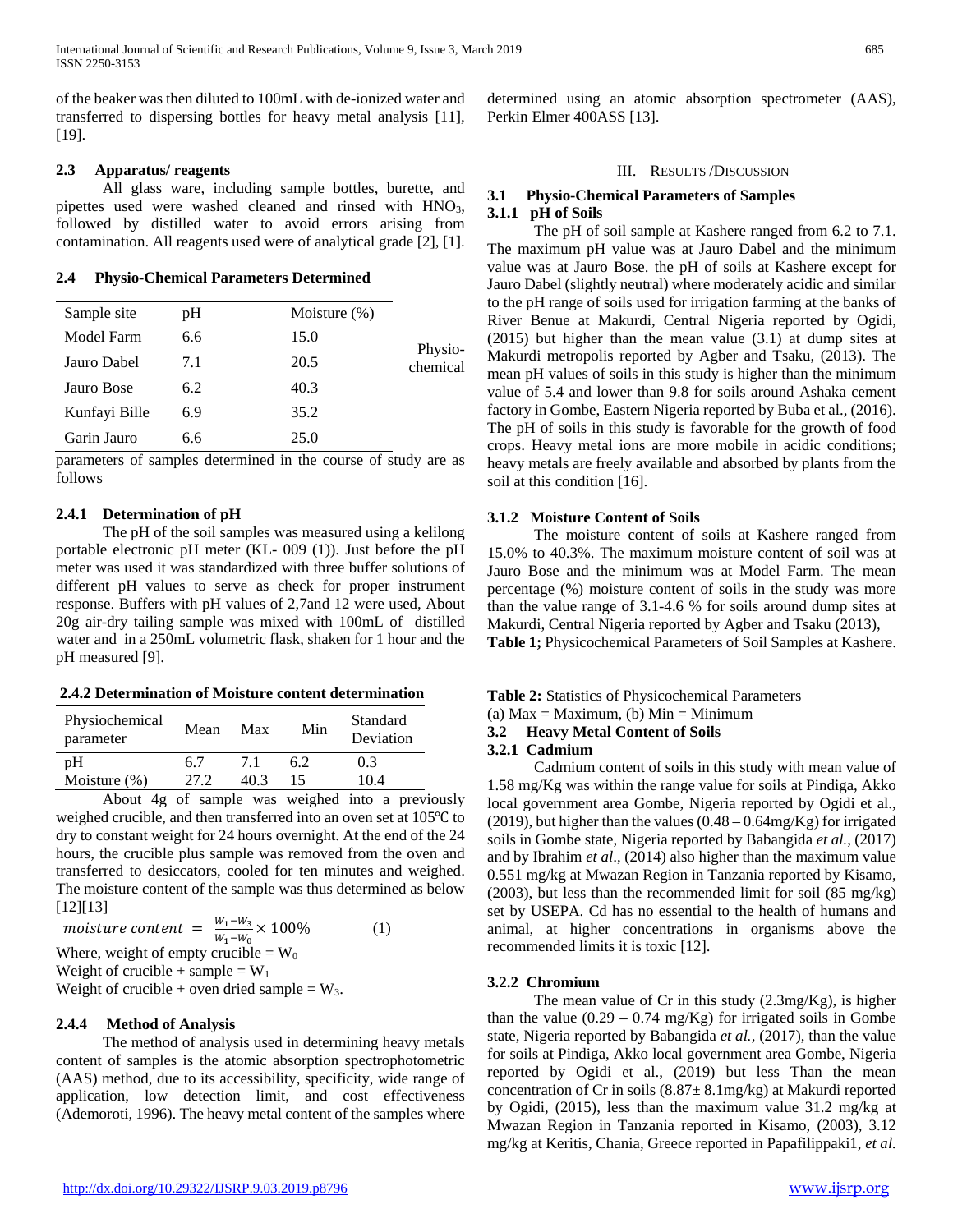of the beaker was then diluted to 100mL with de-ionized water and transferred to dispersing bottles for heavy metal analysis [11], [19].

### 2.3 Apparatus/ reagents

All glass ware, including sample bottles, burette, and pipettes used were washed cleaned and rinsed with $HNO_3$, followed by distilled water to avoid errors arising from contamination. All reagents used were of analytical grade [2], [1].

### 2.4 Physio-Chemical Parameters Determined

Physio-chemical parameters of samples determined in the course of study are as follows

#### 2.4.1 Determination of pH

The pH of the soil samples was measured using a kelilong portable electronic pH meter (KL- 009 (1)). Just before the pH meter was used it was standardized with three buffer solutions of different pH values to serve as check for proper instrument response. Buffers with pH values of 2,7and 12 were used, About 20g air-dry tailing sample was mixed with 100mL of distilled water and in a 250mL volumetric flask, shaken for 1 hour and the pH measured [9].

#### 2.4.2 Determination of Moisture content determination

About 4g of sample was weighed into a previously weighed crucible, and then transferred into an oven set at 105℃ to dry to constant weight for 24 hours overnight. At the end of the 24 hours, the crucible plus sample was removed from the oven and transferred to desiccators, cooled for ten minutes and weighed. The moisture content of the sample was thus determined as below [12][13]

$$moisture\ content = \frac{W_1 - W_3}{W_1 - W_0} \times 100\% \qquad (1)$$

Where, weight of empty crucible = $W_0$

Weight of crucible + sample = $W_1$

Weight of crucible + oven dried sample = $W_3$.

#### 2.4.4 Method of Analysis

The method of analysis used in determining heavy metals content of samples is the atomic absorption spectrophotometric (AAS) method, due to its accessibility, specificity, wide range of application, low detection limit, and cost effectiveness (Ademoroti, 1996). The heavy metal content of the samples where determined using an atomic absorption spectrometer (AAS), Perkin Elmer 400ASS [13].

## III. Results /Discussion

### 3.1 Physio-Chemical Parameters of Samples

#### 3.1.1 pH of Soils

The pH of soil sample at Kashere ranged from 6.2 to 7.1. The maximum pH value was at Jauro Dabel and the minimum value was at Jauro Bose. the pH of soils at Kashere except for Jauro Dabel (slightly neutral) where moderately acidic and similar to the pH range of soils used for irrigation farming at the banks of River Benue at Makurdi, Central Nigeria reported by Ogidi, (2015) but higher than the mean value (3.1) at dump sites at Makurdi metropolis reported by Agber and Tsaku, (2013). The mean pH values of soils in this study is higher than the minimum value of 5.4 and lower than 9.8 for soils around Ashaka cement factory in Gombe, Eastern Nigeria reported by Buba et al., (2016). The pH of soils in this study is favorable for the growth of food crops. Heavy metal ions are more mobile in acidic conditions; heavy metals are freely available and absorbed by plants from the soil at this condition [16].

#### 3.1.2 Moisture Content of Soils

The moisture content of soils at Kashere ranged from 15.0% to 40.3%. The maximum moisture content of soil was at Jauro Bose and the minimum was at Model Farm. The mean percentage (%) moisture content of soils in the study was more than the value range of 3.1-4.6 % for soils around dump sites at Makurdi, Central Nigeria reported by Agber and Tsaku (2013),

**Table 1;** Physicochemical Parameters of Soil Samples at Kashere.

| Sample site | pH | Moisture (%) |
|---|---|---|
| Model Farm | 6.6 | 15.0 |
| Jauro Dabel | 7.1 | 20.5 |
| Jauro Bose | 6.2 | 40.3 |
| Kunfayi Bille | 6.9 | 35.2 |
| Garin Jauro | 6.6 | 25.0 |

**Table 2:** Statistics of Physicochemical Parameters

(a) Max = Maximum, (b) Min = Minimum

| Physiochemical parameter | Mean | Max | Min | Standard Deviation |
|---|---|---|---|---|
| pH | 6.7 | 7.1 | 6.2 | 0.3 |
| Moisture (%) | 27.2 | 40.3 | 15 | 10.4 |

### 3.2 Heavy Metal Content of Soils

#### 3.2.1 Cadmium

Cadmium content of soils in this study with mean value of 1.58 mg/Kg was within the range value for soils at Pindiga, Akko local government area Gombe, Nigeria reported by Ogidi et al., (2019), but higher than the values (0.48 – 0.64mg/Kg) for irrigated soils in Gombe state, Nigeria reported by Babangida *et al.*, (2017) and by Ibrahim *et al*., (2014) also higher than the maximum value 0.551 mg/kg at Mwazan Region in Tanzania reported by Kisamo, (2003), but less than the recommended limit for soil (85 mg/kg) set by USEPA. Cd has no essential to the health of humans and animal, at higher concentrations in organisms above the recommended limits it is toxic [12].

#### 3.2.2 Chromium

The mean value of Cr in this study (2.3mg/Kg), is higher than the value (0.29 – 0.74 mg/Kg) for irrigated soils in Gombe state, Nigeria reported by Babangida *et al.,* (2017), than the value for soils at Pindiga, Akko local government area Gombe, Nigeria reported by Ogidi et al., (2019) but less Than the mean concentration of Cr in soils (8.87± 8.1mg/kg) at Makurdi reported by Ogidi, (2015), less than the maximum value 31.2 mg/kg at Mwazan Region in Tanzania reported in Kisamo, (2003), 3.12 mg/kg at Keritis, Chania, Greece reported in Papafilippaki1, *et al.*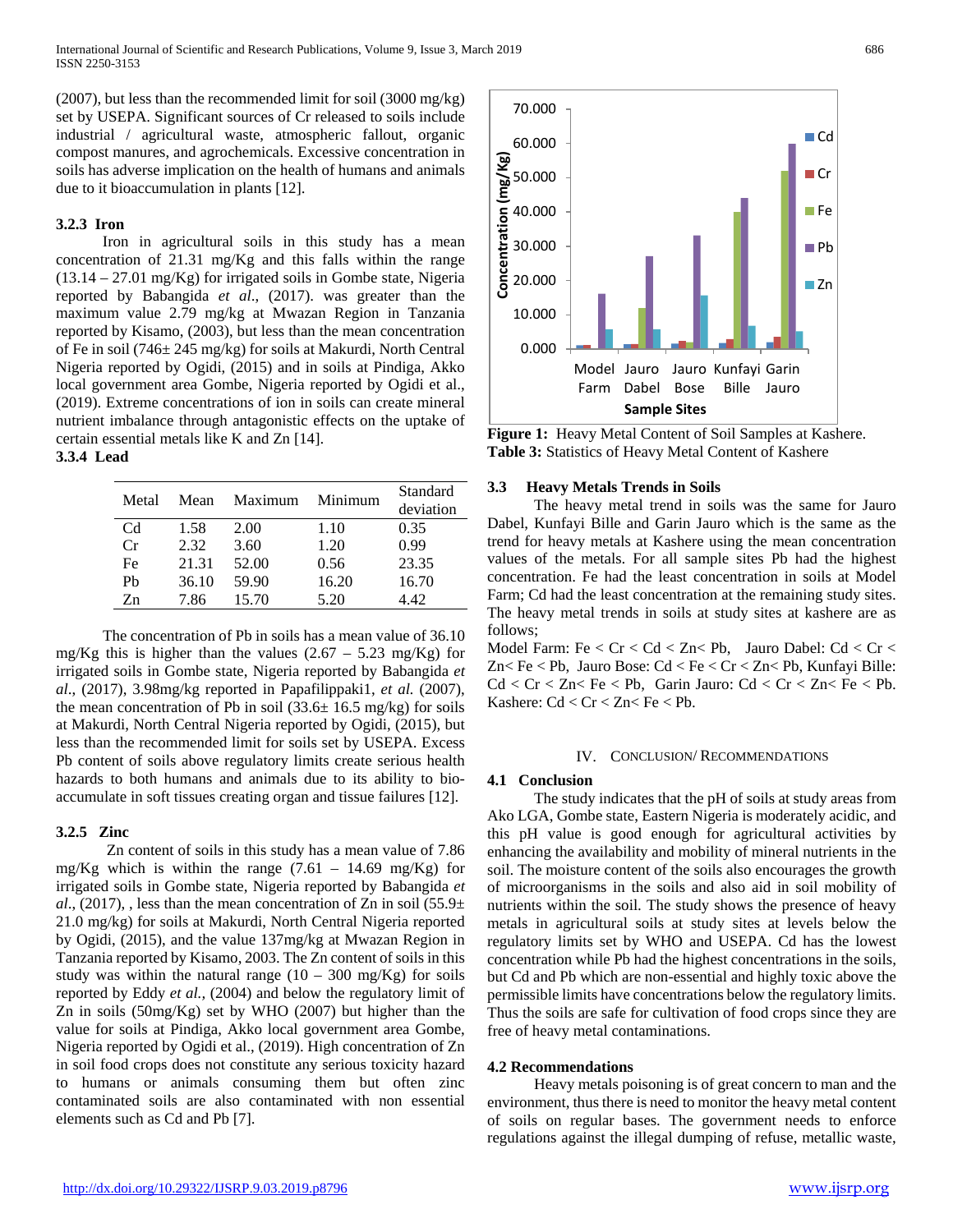(2007), but less than the recommended limit for soil (3000 mg/kg) set by USEPA. Significant sources of Cr released to soils include industrial / agricultural waste, atmospheric fallout, organic compost manures, and agrochemicals. Excessive concentration in soils has adverse implication on the health of humans and animals due to it bioaccumulation in plants [12].

### 3.2.3 Iron

Iron in agricultural soils in this study has a mean concentration of 21.31 mg/Kg and this falls within the range (13.14 – 27.01 mg/Kg) for irrigated soils in Gombe state, Nigeria reported by Babangida *et al*., (2017). was greater than the maximum value 2.79 mg/kg at Mwazan Region in Tanzania reported by Kisamo, (2003), but less than the mean concentration of Fe in soil (746± 245 mg/kg) for soils at Makurdi, North Central Nigeria reported by Ogidi, (2015) and in soils at Pindiga, Akko local government area Gombe, Nigeria reported by Ogidi et al., (2019). Extreme concentrations of ion in soils can create mineral nutrient imbalance through antagonistic effects on the uptake of certain essential metals like K and Zn [14].

### 3.3.4 Lead

| Metal | Mean | Maximum | Minimum | Standard deviation |
|---|---|---|---|---|
| Cd | 1.58 | 2.00 | 1.10 | 0.35 |
| Cr | 2.32 | 3.60 | 1.20 | 0.99 |
| Fe | 21.31 | 52.00 | 0.56 | 23.35 |
| Pb | 36.10 | 59.90 | 16.20 | 16.70 |
| Zn | 7.86 | 15.70 | 5.20 | 4.42 |

The concentration of Pb in soils has a mean value of 36.10 mg/Kg this is higher than the values (2.67 – 5.23 mg/Kg) for irrigated soils in Gombe state, Nigeria reported by Babangida *et al*., (2017), 3.98mg/kg reported in Papafilippaki1, *et al.* (2007), the mean concentration of Pb in soil (33.6± 16.5 mg/kg) for soils at Makurdi, North Central Nigeria reported by Ogidi, (2015), but less than the recommended limit for soils set by USEPA. Excess Pb content of soils above regulatory limits create serious health hazards to both humans and animals due to its ability to bio-accumulate in soft tissues creating organ and tissue failures [12].

### 3.2.5 Zinc

Zn content of soils in this study has a mean value of 7.86 mg/Kg which is within the range (7.61 – 14.69 mg/Kg) for irrigated soils in Gombe state, Nigeria reported by Babangida *et al*., (2017), , less than the mean concentration of Zn in soil (55.9± 21.0 mg/kg) for soils at Makurdi, North Central Nigeria reported by Ogidi, (2015), and the value 137mg/kg at Mwazan Region in Tanzania reported by Kisamo, 2003. The Zn content of soils in this study was within the natural range (10 – 300 mg/Kg) for soils reported by Eddy *et al.*, (2004) and below the regulatory limit of Zn in soils (50mg/Kg) set by WHO (2007) but higher than the value for soils at Pindiga, Akko local government area Gombe, Nigeria reported by Ogidi et al., (2019). High concentration of Zn in soil food crops does not constitute any serious toxicity hazard to humans or animals consuming them but often zinc contaminated soils are also contaminated with non essential elements such as Cd and Pb [7].

**Figure 1:** Heavy Metal Content of Soil Samples at Kashere.
**Table 3:** Statistics of Heavy Metal Content of Kashere

### 3.3 Heavy Metals Trends in Soils

The heavy metal trend in soils was the same for Jauro Dabel, Kunfayi Bille and Garin Jauro which is the same as the trend for heavy metals at Kashere using the mean concentration values of the metals. For all sample sites Pb had the highest concentration. Fe had the least concentration in soils at Model Farm; Cd had the least concentration at the remaining study sites. The heavy metal trends in soils at study sites at kashere are as follows;

Model Farm: Fe < Cr < Cd < Zn< Pb, Jauro Dabel: Cd < Cr < Zn< Fe < Pb, Jauro Bose: Cd < Fe < Cr < Zn< Pb, Kunfayi Bille: Cd < Cr < Zn< Fe < Pb, Garin Jauro: Cd < Cr < Zn< Fe < Pb. Kashere: Cd < Cr < Zn< Fe < Pb.

## IV. CONCLUSION/ RECOMMENDATIONS

### 4.1 Conclusion

The study indicates that the pH of soils at study areas from Ako LGA, Gombe state, Eastern Nigeria is moderately acidic, and this pH value is good enough for agricultural activities by enhancing the availability and mobility of mineral nutrients in the soil. The moisture content of the soils also encourages the growth of microorganisms in the soils and also aid in soil mobility of nutrients within the soil. The study shows the presence of heavy metals in agricultural soils at study sites at levels below the regulatory limits set by WHO and USEPA. Cd has the lowest concentration while Pb had the highest concentrations in the soils, but Cd and Pb which are non-essential and highly toxic above the permissible limits have concentrations below the regulatory limits. Thus the soils are safe for cultivation of food crops since they are free of heavy metal contaminations.

### 4.2 Recommendations

Heavy metals poisoning is of great concern to man and the environment, thus there is need to monitor the heavy metal content of soils on regular bases. The government needs to enforce regulations against the illegal dumping of refuse, metallic waste,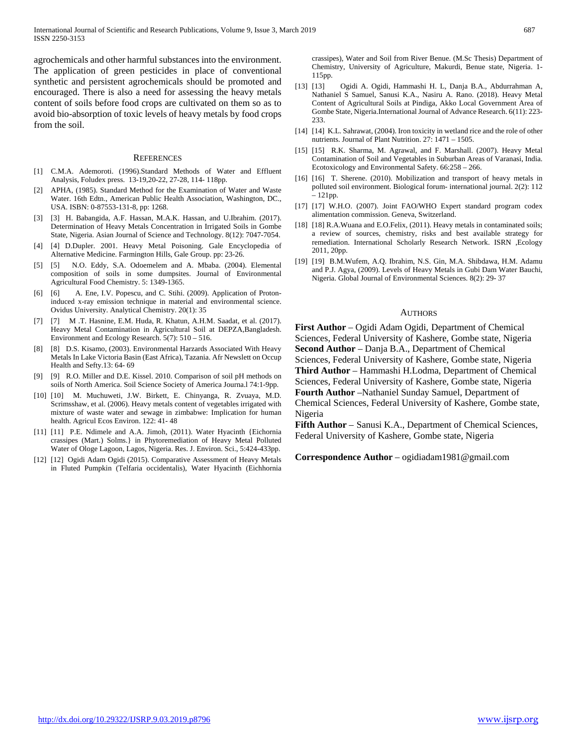agrochemicals and other harmful substances into the environment. The application of green pesticides in place of conventional synthetic and persistent agrochemicals should be promoted and encouraged. There is also a need for assessing the heavy metals content of soils before food crops are cultivated on them so as to avoid bio-absorption of toxic levels of heavy metals by food crops from the soil.

## REFERENCES

[1] C.M.A. Ademoroti. (1996).Standard Methods of Water and Effluent Analysis, Foludex press. 13-19,20-22, 27-28, 114- 118pp.

[2] APHA, (1985). Standard Method for the Examination of Water and Waste Water. 16th Edtn., American Public Health Association, Washington, DC., USA. ISBN: 0-87553-131-8, pp: 1268.

[3] [3] H. Babangida, A.F. Hassan, M.A.K. Hassan, and U.Ibrahim. (2017). Determination of Heavy Metals Concentration in Irrigated Soils in Gombe State, Nigeria. Asian Journal of Science and Technology. 8(12): 7047-7054.

[4] [4] D.Dupler. 2001. Heavy Metal Poisoning. Gale Encyclopedia of Alternative Medicine. Farmington Hills, Gale Group. pp: 23-26.

[5] [5] N.O. Eddy, S.A. Odoemelem and A. Mbaba. (2004). Elemental composition of soils in some dumpsites. Journal of Environmental Agricultural Food Chemistry. 5: 1349-1365.

[6] [6] A. Ene, I.V. Popescu, and C. Stihi. (2009). Application of Proton-induced x-ray emission technique in material and environmental science. Ovidus University. Analytical Chemistry. 20(1): 35

[7] [7] M .T. Hasnine, E.M. Huda, R. Khatun, A.H.M. Saadat, et al. (2017). Heavy Metal Contamination in Agricultural Soil at DEPZA,Bangladesh. Environment and Ecology Research. 5(7): 510 – 516.

[8] [8] D.S. Kisamo, (2003). Environmental Harzards Associated With Heavy Metals In Lake Victoria Basin (East Africa), Tazania. Afr Newslett on Occup Health and Sefty.13: 64- 69

[9] [9] R.O. Miller and D.E. Kissel. 2010. Comparison of soil pH methods on soils of North America. Soil Science Society of America Journa.l 74:1-9pp.

[10] [10] M. Muchuweti, J.W. Birkett, E. Chinyanga, R. Zvuaya, M.D. Scrimsshaw, et al. (2006). Heavy metals content of vegetables irrigated with mixture of waste water and sewage in zimbabwe: Implication for human health. Agricul Ecos Environ. 122: 41- 48

[11] [11] P.E. Ndimele and A.A. Jimoh, (2011). Water Hyacinth {Eichornia crassipes (Mart.) Solms.} in Phytoremediation of Heavy Metal Polluted Water of Ologe Lagoon, Lagos, Nigeria. Res. J. Environ. Sci., 5:424-433pp.

[12] [12] Ogidi Adam Ogidi (2015). Comparative Assessment of Heavy Metals in Fluted Pumpkin (Telfaria occidentalis), Water Hyacinth (Eichhornia crassipes), Water and Soil from River Benue. (M.Sc Thesis) Department of Chemistry, University of Agriculture, Makurdi, Benue state, Nigeria. 1-115pp.

[13] [13] Ogidi A. Ogidi, Hammashi H. L, Danja B.A., Abdurrahman A, Nathaniel S Samuel, Sanusi K.A., Nasiru A. Rano. (2018). Heavy Metal Content of Agricultural Soils at Pindiga, Akko Local Government Area of Gombe State, Nigeria.International Journal of Advance Research. 6(11): 223-233.

[14] [14] K.L. Sahrawat, (2004). Iron toxicity in wetland rice and the role of other nutrients. Journal of Plant Nutrition. 27: 1471 – 1505.

[15] [15] R.K. Sharma, M. Agrawal, and F. Marshall. (2007). Heavy Metal Contamination of Soil and Vegetables in Suburban Areas of Varanasi, India. Ecotoxicology and Environmental Safety. 66:258 – 266.

[16] [16] T. Sherene. (2010). Mobilization and transport of heavy metals in polluted soil environment. Biological forum- international journal. 2(2): 112 – 121pp.

[17] [17] W.H.O. (2007). Joint FAO/WHO Expert standard program codex alimentation commission. Geneva, Switzerland.

[18] [18] R.A.Wuana and E.O.Felix, (2011). Heavy metals in contaminated soils; a review of sources, chemistry, risks and best available strategy for remediation. International Scholarly Research Network. ISRN ,Ecology 2011, 20pp.

[19] [19] B.M.Wufem, A.Q. Ibrahim, N.S. Gin, M.A. Shibdawa, H.M. Adamu and P.J. Agya, (2009). Levels of Heavy Metals in Gubi Dam Water Bauchi, Nigeria. Global Journal of Environmental Sciences. 8(2): 29- 37

## AUTHORS

**First Author** – Ogidi Adam Ogidi, Department of Chemical Sciences, Federal University of Kashere, Gombe state, Nigeria
**Second Author** – Danja B.A., Department of Chemical Sciences, Federal University of Kashere, Gombe state, Nigeria
**Third Author** – Hammashi H.Lodma, Department of Chemical Sciences, Federal University of Kashere, Gombe state, Nigeria
**Fourth Author** –Nathaniel Sunday Samuel, Department of Chemical Sciences, Federal University of Kashere, Gombe state, Nigeria
**Fifth Author** – Sanusi K.A., Department of Chemical Sciences, Federal University of Kashere, Gombe state, Nigeria

**Correspondence Author** – ogidiadam1981@gmail.com